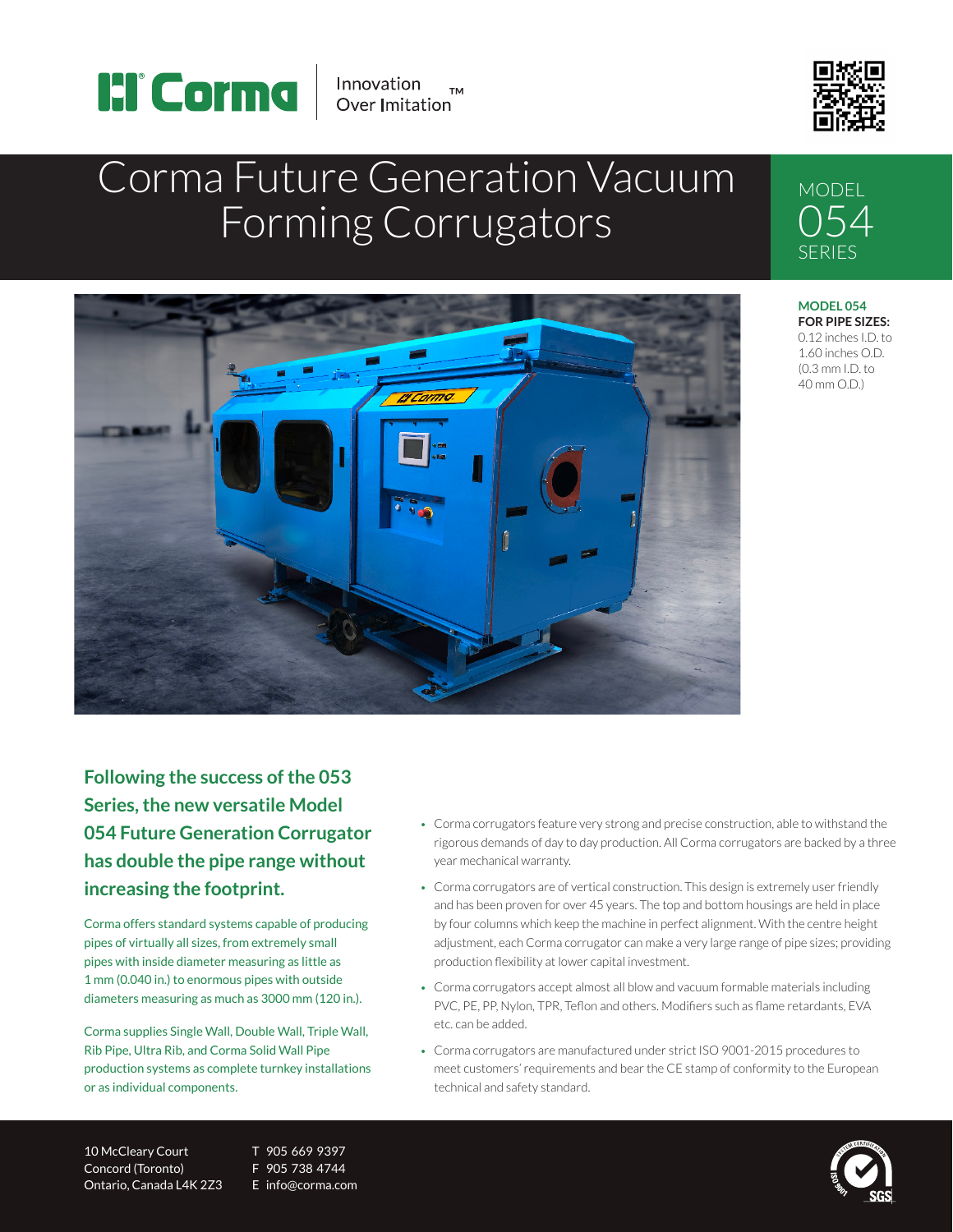Corma | Innovation Over Imitation™

# Corma Future Generation Vacuum Forming Corrugators

MODEL
054
SERIES

**MODEL 054**
**FOR PIPE SIZES:**
0.12 inches I.D. to 1.60 inches O.D.
(0.3 mm I.D. to 40 mm O.D.)

## Following the success of the 053 Series, the new versatile Model 054 Future Generation Corrugator has double the pipe range without increasing the footprint.

Corma offers standard systems capable of producing pipes of virtually all sizes, from extremely small pipes with inside diameter measuring as little as 1 mm (0.040 in.) to enormous pipes with outside diameters measuring as much as 3000 mm (120 in.).

Corma supplies Single Wall, Double Wall, Triple Wall, Rib Pipe, Ultra Rib, and Corma Solid Wall Pipe production systems as complete turnkey installations or as individual components.

- Corma corrugators feature very strong and precise construction, able to withstand the rigorous demands of day to day production. All Corma corrugators are backed by a three year mechanical warranty.
- Corma corrugators are of vertical construction. This design is extremely user friendly and has been proven for over 45 years. The top and bottom housings are held in place by four columns which keep the machine in perfect alignment. With the centre height adjustment, each Corma corrugator can make a very large range of pipe sizes; providing production flexibility at lower capital investment.
- Corma corrugators accept almost all blow and vacuum formable materials including PVC, PE, PP, Nylon, TPR, Teflon and others. Modifiers such as flame retardants, EVA etc. can be added.
- Corma corrugators are manufactured under strict ISO 9001-2015 procedures to meet customers' requirements and bear the CE stamp of conformity to the European technical and safety standard.

10 McCleary Court
Concord (Toronto)
Ontario, Canada L4K 2Z3

T 905 669 9397
F 905 738 4744
E info@corma.com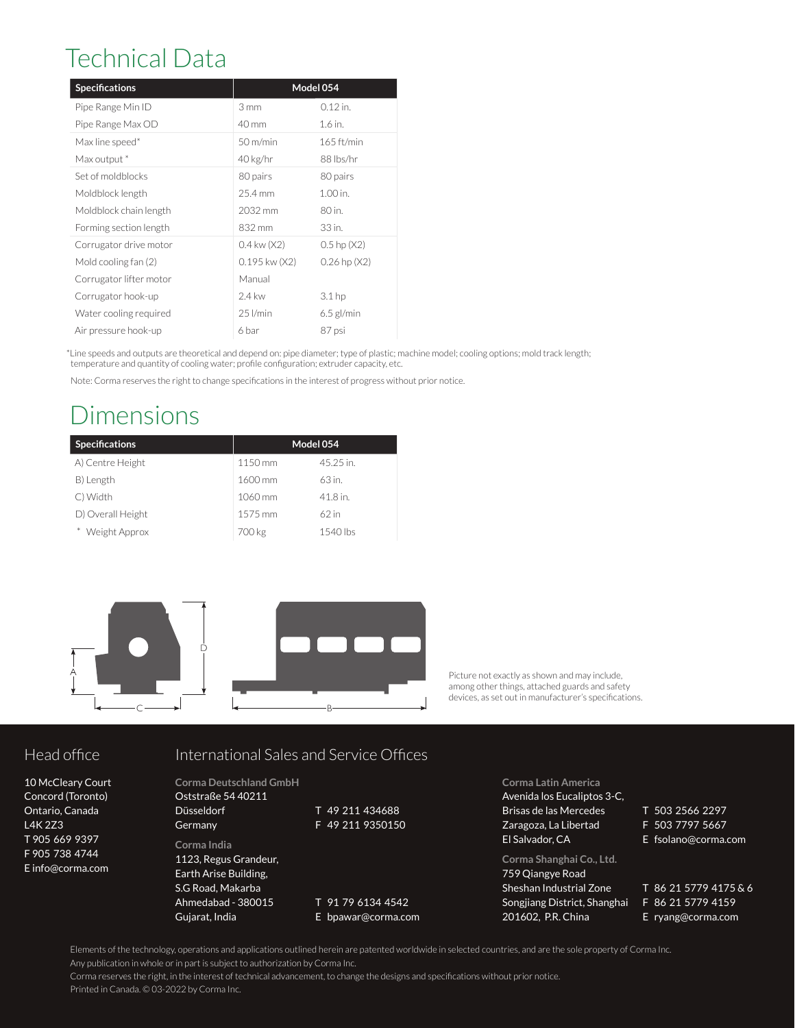# Technical Data

| Specifications | Model 054 | |
|---|---|---|
| Pipe Range Min ID | 3 mm | 0.12 in. |
| Pipe Range Max OD | 40 mm | 1.6 in. |
| Max line speed* | 50 m/min | 165 ft/min |
| Max output * | 40 kg/hr | 88 lbs/hr |
| Set of moldblocks | 80 pairs | 80 pairs |
| Moldblock length | 25.4 mm | 1.00 in. |
| Moldblock chain length | 2032 mm | 80 in. |
| Forming section length | 832 mm | 33 in. |
| Corrugator drive motor | 0.4 kw (X2) | 0.5 hp (X2) |
| Mold cooling fan (2) | 0.195 kw (X2) | 0.26 hp (X2) |
| Corrugator lifter motor | Manual | |
| Corrugator hook-up | 2.4 kw | 3.1 hp |
| Water cooling required | 25 l/min | 6.5 gl/min |
| Air pressure hook-up | 6 bar | 87 psi |

*Line speeds and outputs are theoretical and depend on: pipe diameter; type of plastic; machine model; cooling options; mold track length; temperature and quantity of cooling water; profile configuration; extruder capacity, etc.

Note: Corma reserves the right to change specifications in the interest of progress without prior notice.

# Dimensions

| Specifications | Model 054 | |
|---|---|---|
| A) Centre Height | 1150 mm | 45.25 in. |
| B) Length | 1600 mm | 63 in. |
| C) Width | 1060 mm | 41.8 in. |
| D) Overall Height | 1575 mm | 62 in |
| * Weight Approx | 700 kg | 1540 lbs |

D
A
C
B

Picture not exactly as shown and may include, among other things, attached guards and safety devices, as set out in manufacturer's specifications.

## Head office

10 McCleary Court
Concord (Toronto)
Ontario, Canada
L4K 2Z3
T 905 669 9397
F 905 738 4744
E info@corma.com

## International Sales and Service Offices

**Corma Deutschland GmbH**
Oststraße 54 40211
Düsseldorf
Germany
T 49 211 434688
F 49 211 9350150

**Corma India**
1123, Regus Grandeur,
Earth Arise Building,
S.G Road, Makarba
Ahmedabad - 380015
Gujarat, India
T 91 79 6134 4542
E bpawar@corma.com

**Corma Latin America**
Avenida los Eucaliptos 3-C,
Brisas de las Mercedes
Zaragoza, La Libertad
El Salvador, CA
T 503 2566 2297
F 503 7797 5667
E fsolano@corma.com

**Corma Shanghai Co., Ltd.**
759 Qiangye Road
Sheshan Industrial Zone
Songjiang District, Shanghai
201602, P.R. China
T 86 21 5779 4175 & 6
F 86 21 5779 4159
E ryang@corma.com

Elements of the technology, operations and applications outlined herein are patented worldwide in selected countries, and are the sole property of Corma Inc.
Any publication in whole or in part is subject to authorization by Corma Inc.
Corma reserves the right, in the interest of technical advancement, to change the designs and specifications without prior notice.
Printed in Canada. © 03-2022 by Corma Inc.